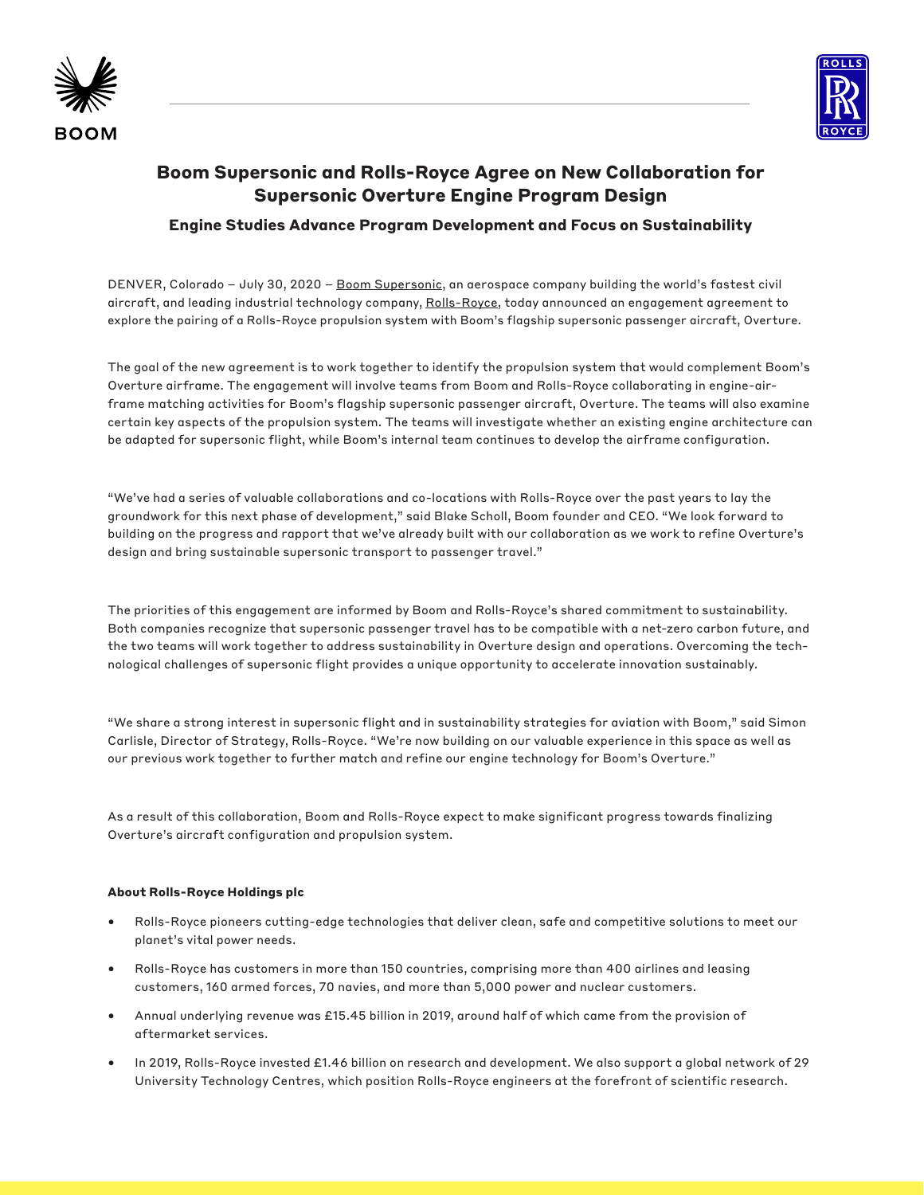# Boom Supersonic and Rolls-Royce Agree on New Collaboration for Supersonic Overture Engine Program Design

### Engine Studies Advance Program Development and Focus on Sustainability

DENVER, Colorado – July 30, 2020 – Boom Supersonic, an aerospace company building the world's fastest civil aircraft, and leading industrial technology company, Rolls-Royce, today announced an engagement agreement to explore the pairing of a Rolls-Royce propulsion system with Boom's flagship supersonic passenger aircraft, Overture.

The goal of the new agreement is to work together to identify the propulsion system that would complement Boom's Overture airframe. The engagement will involve teams from Boom and Rolls-Royce collaborating in engine-air-frame matching activities for Boom's flagship supersonic passenger aircraft, Overture. The teams will also examine certain key aspects of the propulsion system. The teams will investigate whether an existing engine architecture can be adapted for supersonic flight, while Boom's internal team continues to develop the airframe configuration.

"We've had a series of valuable collaborations and co-locations with Rolls-Royce over the past years to lay the groundwork for this next phase of development," said Blake Scholl, Boom founder and CEO. "We look forward to building on the progress and rapport that we've already built with our collaboration as we work to refine Overture's design and bring sustainable supersonic transport to passenger travel."

The priorities of this engagement are informed by Boom and Rolls-Royce's shared commitment to sustainability. Both companies recognize that supersonic passenger travel has to be compatible with a net-zero carbon future, and the two teams will work together to address sustainability in Overture design and operations. Overcoming the technological challenges of supersonic flight provides a unique opportunity to accelerate innovation sustainably.

"We share a strong interest in supersonic flight and in sustainability strategies for aviation with Boom," said Simon Carlisle, Director of Strategy, Rolls-Royce. "We're now building on our valuable experience in this space as well as our previous work together to further match and refine our engine technology for Boom's Overture."

As a result of this collaboration, Boom and Rolls-Royce expect to make significant progress towards finalizing Overture's aircraft configuration and propulsion system.

**About Rolls-Royce Holdings plc**

- Rolls-Royce pioneers cutting-edge technologies that deliver clean, safe and competitive solutions to meet our planet's vital power needs.
- Rolls-Royce has customers in more than 150 countries, comprising more than 400 airlines and leasing customers, 160 armed forces, 70 navies, and more than 5,000 power and nuclear customers.
- Annual underlying revenue was £15.45 billion in 2019, around half of which came from the provision of aftermarket services.
- In 2019, Rolls-Royce invested £1.46 billion on research and development. We also support a global network of 29 University Technology Centres, which position Rolls-Royce engineers at the forefront of scientific research.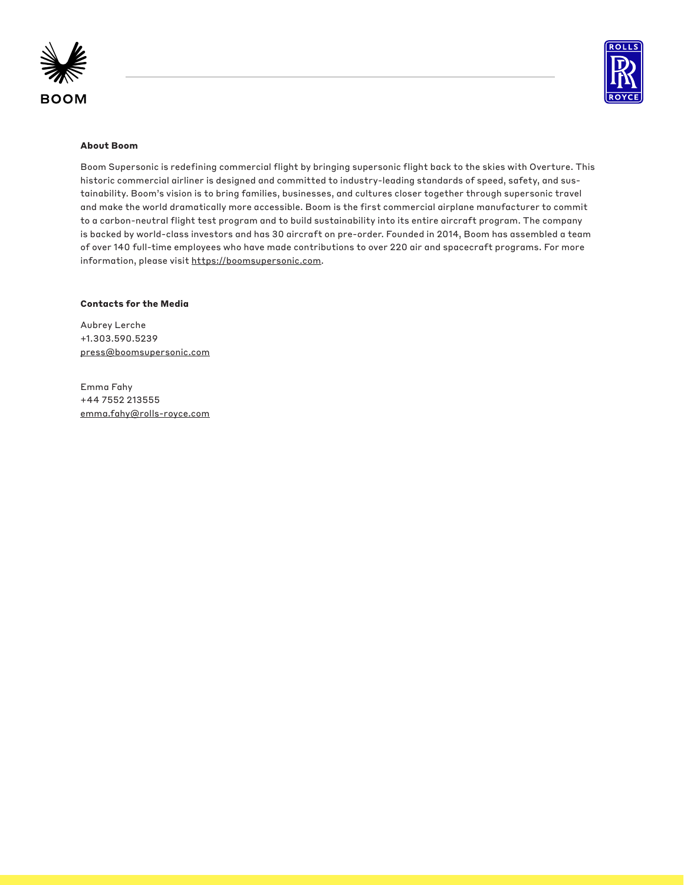**About Boom**

Boom Supersonic is redefining commercial flight by bringing supersonic flight back to the skies with Overture. This historic commercial airliner is designed and committed to industry-leading standards of speed, safety, and sustainability. Boom's vision is to bring families, businesses, and cultures closer together through supersonic travel and make the world dramatically more accessible. Boom is the first commercial airplane manufacturer to commit to a carbon-neutral flight test program and to build sustainability into its entire aircraft program. The company is backed by world-class investors and has 30 aircraft on pre-order. Founded in 2014, Boom has assembled a team of over 140 full-time employees who have made contributions to over 220 air and spacecraft programs. For more information, please visit https://boomsupersonic.com.

**Contacts for the Media**

Aubrey Lerche
+1.303.590.5239
press@boomsupersonic.com

Emma Fahy
+44 7552 213555
emma.fahy@rolls-royce.com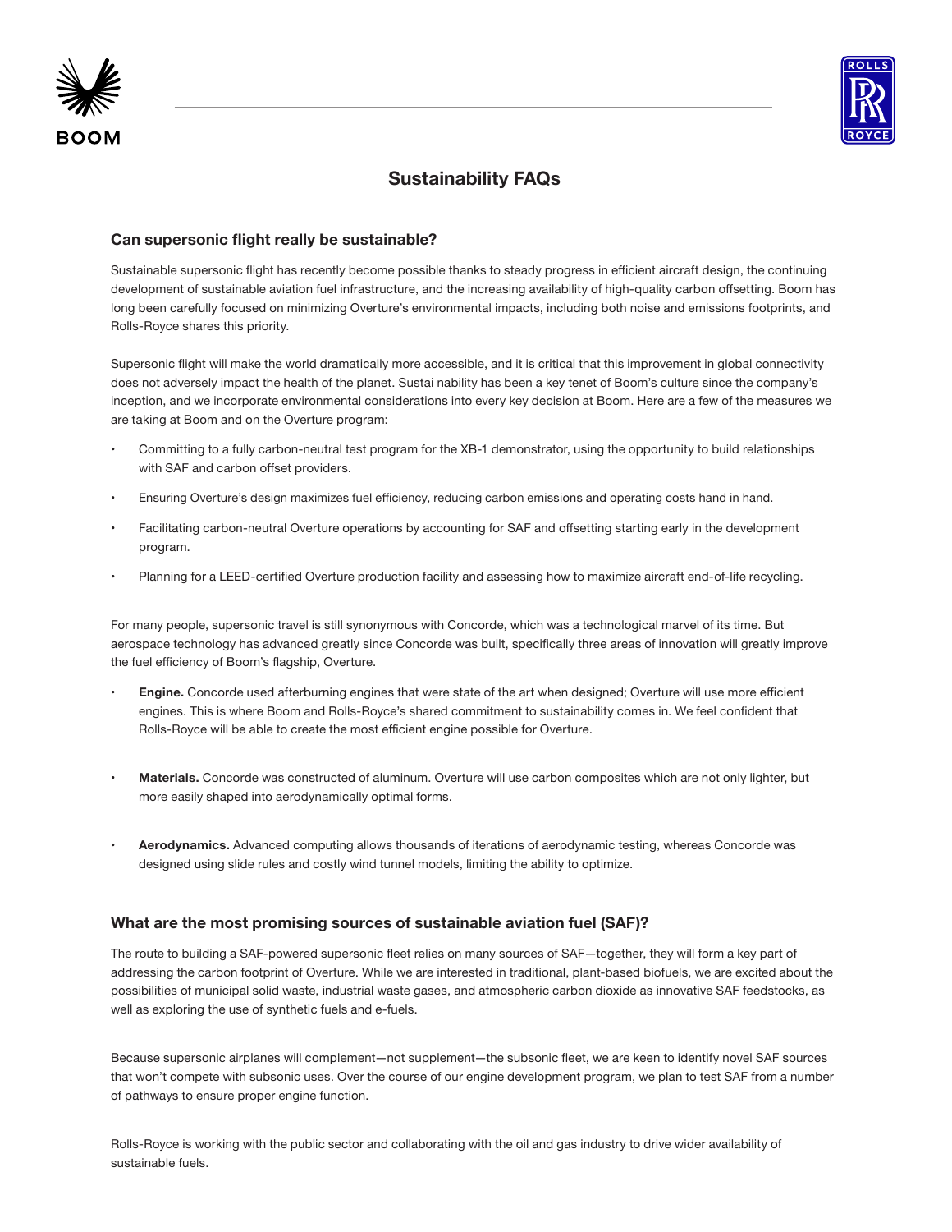## Sustainability FAQs

### Can supersonic flight really be sustainable?

Sustainable supersonic flight has recently become possible thanks to steady progress in efficient aircraft design, the continuing development of sustainable aviation fuel infrastructure, and the increasing availability of high-quality carbon offsetting. Boom has long been carefully focused on minimizing Overture's environmental impacts, including both noise and emissions footprints, and Rolls-Royce shares this priority.

Supersonic flight will make the world dramatically more accessible, and it is critical that this improvement in global connectivity does not adversely impact the health of the planet. Sustai nability has been a key tenet of Boom's culture since the company's inception, and we incorporate environmental considerations into every key decision at Boom. Here are a few of the measures we are taking at Boom and on the Overture program:

- Committing to a fully carbon-neutral test program for the XB-1 demonstrator, using the opportunity to build relationships with SAF and carbon offset providers.
- Ensuring Overture's design maximizes fuel efficiency, reducing carbon emissions and operating costs hand in hand.
- Facilitating carbon-neutral Overture operations by accounting for SAF and offsetting starting early in the development program.
- Planning for a LEED-certified Overture production facility and assessing how to maximize aircraft end-of-life recycling.

For many people, supersonic travel is still synonymous with Concorde, which was a technological marvel of its time. But aerospace technology has advanced greatly since Concorde was built, specifically three areas of innovation will greatly improve the fuel efficiency of Boom's flagship, Overture.

- **Engine.** Concorde used afterburning engines that were state of the art when designed; Overture will use more efficient engines. This is where Boom and Rolls-Royce's shared commitment to sustainability comes in. We feel confident that Rolls-Royce will be able to create the most efficient engine possible for Overture.
- **Materials.** Concorde was constructed of aluminum. Overture will use carbon composites which are not only lighter, but more easily shaped into aerodynamically optimal forms.
- **Aerodynamics.** Advanced computing allows thousands of iterations of aerodynamic testing, whereas Concorde was designed using slide rules and costly wind tunnel models, limiting the ability to optimize.

### What are the most promising sources of sustainable aviation fuel (SAF)?

The route to building a SAF-powered supersonic fleet relies on many sources of SAF—together, they will form a key part of addressing the carbon footprint of Overture. While we are interested in traditional, plant-based biofuels, we are excited about the possibilities of municipal solid waste, industrial waste gases, and atmospheric carbon dioxide as innovative SAF feedstocks, as well as exploring the use of synthetic fuels and e-fuels.

Because supersonic airplanes will complement—not supplement—the subsonic fleet, we are keen to identify novel SAF sources that won't compete with subsonic uses. Over the course of our engine development program, we plan to test SAF from a number of pathways to ensure proper engine function.

Rolls-Royce is working with the public sector and collaborating with the oil and gas industry to drive wider availability of sustainable fuels.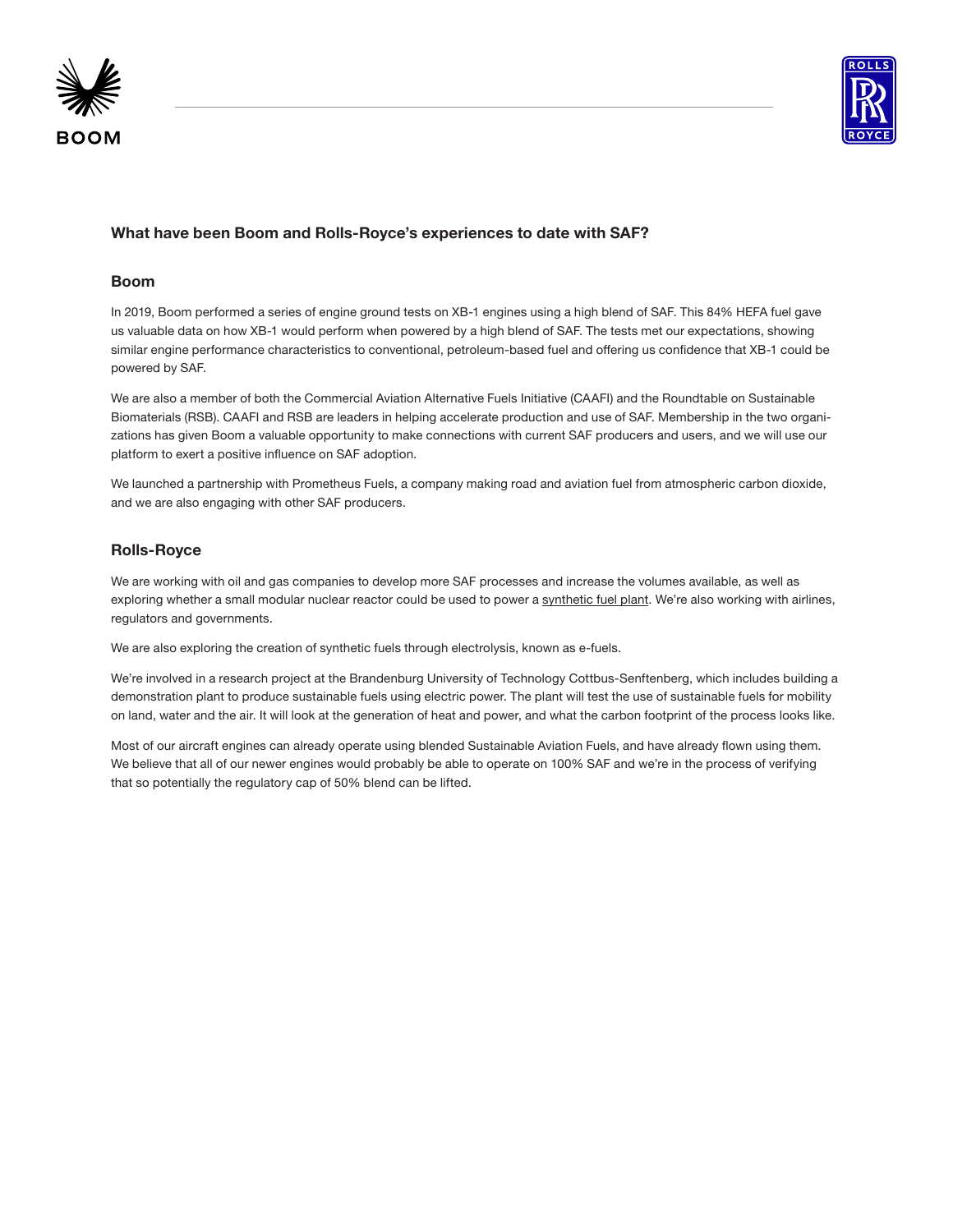## What have been Boom and Rolls-Royce's experiences to date with SAF?

### Boom

In 2019, Boom performed a series of engine ground tests on XB-1 engines using a high blend of SAF. This 84% HEFA fuel gave us valuable data on how XB-1 would perform when powered by a high blend of SAF. The tests met our expectations, showing similar engine performance characteristics to conventional, petroleum-based fuel and offering us confidence that XB-1 could be powered by SAF.

We are also a member of both the Commercial Aviation Alternative Fuels Initiative (CAAFI) and the Roundtable on Sustainable Biomaterials (RSB). CAAFI and RSB are leaders in helping accelerate production and use of SAF. Membership in the two organizations has given Boom a valuable opportunity to make connections with current SAF producers and users, and we will use our platform to exert a positive influence on SAF adoption.

We launched a partnership with Prometheus Fuels, a company making road and aviation fuel from atmospheric carbon dioxide, and we are also engaging with other SAF producers.

### Rolls-Royce

We are working with oil and gas companies to develop more SAF processes and increase the volumes available, as well as exploring whether a small modular nuclear reactor could be used to power a synthetic fuel plant. We're also working with airlines, regulators and governments.

We are also exploring the creation of synthetic fuels through electrolysis, known as e-fuels.

We're involved in a research project at the Brandenburg University of Technology Cottbus-Senftenberg, which includes building a demonstration plant to produce sustainable fuels using electric power. The plant will test the use of sustainable fuels for mobility on land, water and the air. It will look at the generation of heat and power, and what the carbon footprint of the process looks like.

Most of our aircraft engines can already operate using blended Sustainable Aviation Fuels, and have already flown using them. We believe that all of our newer engines would probably be able to operate on 100% SAF and we're in the process of verifying that so potentially the regulatory cap of 50% blend can be lifted.